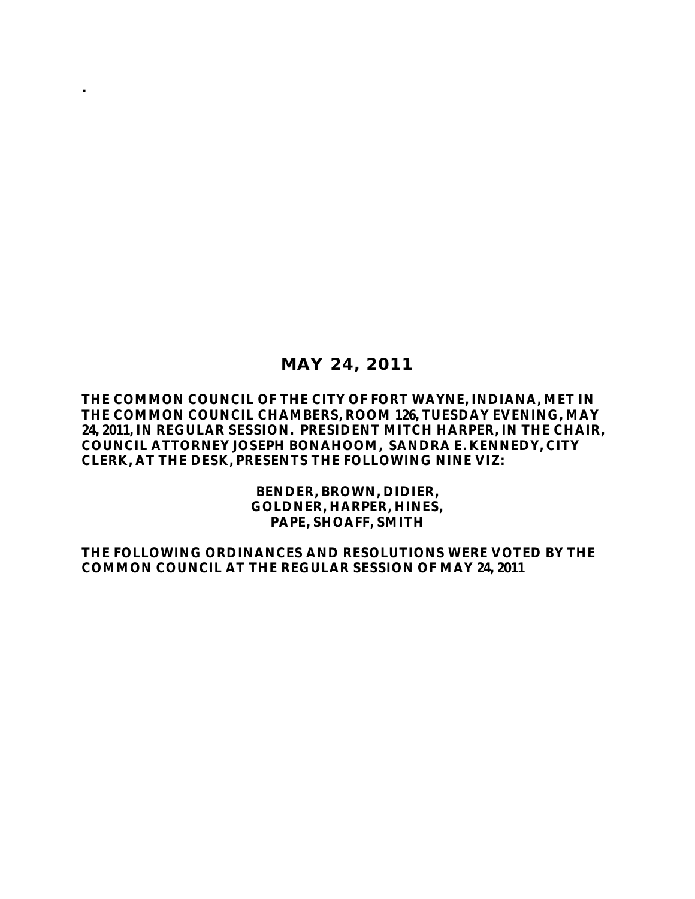.

# MAY 24, 2011

**THE COMMON COUNCIL OF THE CITY OF FORT WAYNE, INDIANA, MET IN THE COMMON COUNCIL CHAMBERS, ROOM 126, TUESDAY EVENING, MAY 24, 2011, IN REGULAR SESSION. PRESIDENT MITCH HARPER, IN THE CHAIR, COUNCIL ATTORNEY JOSEPH BONAHOOM, SANDRA E. KENNEDY, CITY CLERK, AT THE DESK, PRESENTS THE FOLLOWING NINE VIZ:**

**BENDER, BROWN, DIDIER,**
**GOLDNER, HARPER, HINES,**
**PAPE, SHOAFF, SMITH**

**THE FOLLOWING ORDINANCES AND RESOLUTIONS WERE VOTED BY THE COMMON COUNCIL AT THE REGULAR SESSION OF MAY 24, 2011**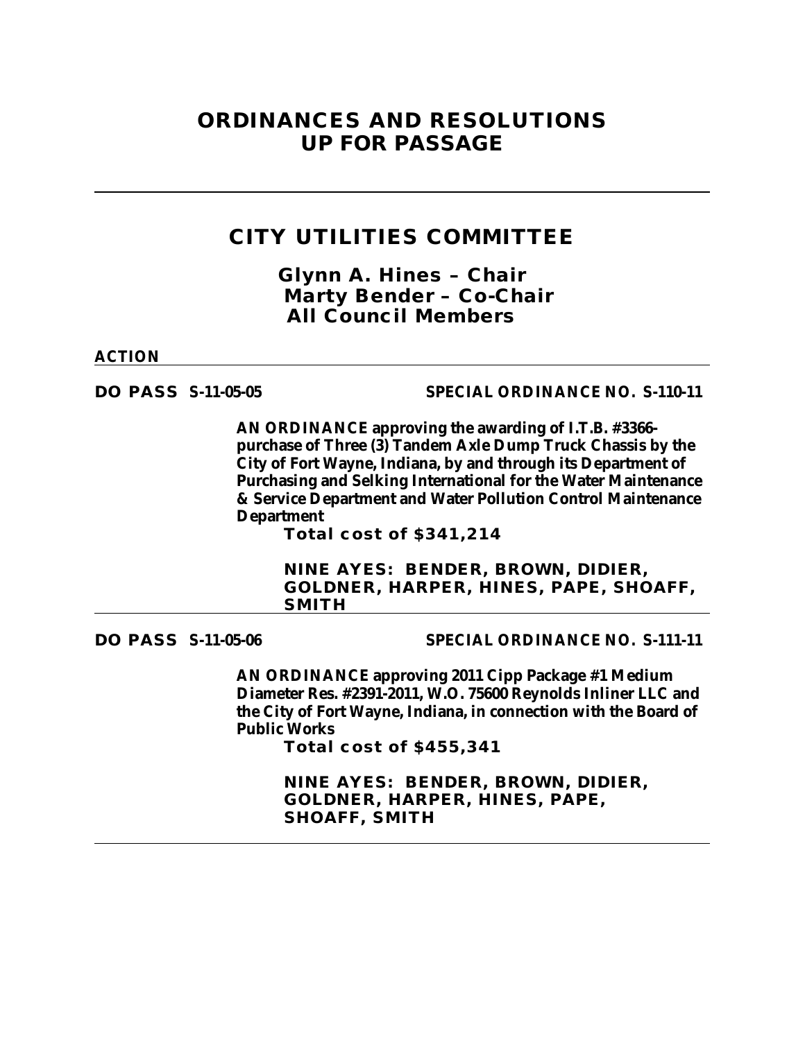# ORDINANCES AND RESOLUTIONS UP FOR PASSAGE

---

## CITY UTILITIES COMMITTEE

**Glynn A. Hines – Chair**
**Marty Bender – Co-Chair**
**All Council Members**

**ACTION**

---

**DO PASS S-11-05-05** **SPECIAL ORDINANCE NO. S-110-11**

**AN ORDINANCE approving the awarding of I.T.B. #3366-purchase of Three (3) Tandem Axle Dump Truck Chassis by the City of Fort Wayne, Indiana, by and through its Department of Purchasing and Selking International for the Water Maintenance & Service Department and Water Pollution Control Maintenance Department**

**Total cost of $341,214**

**NINE AYES: BENDER, BROWN, DIDIER, GOLDNER, HARPER, HINES, PAPE, SHOAFF, SMITH**

---

**DO PASS S-11-05-06** **SPECIAL ORDINANCE NO. S-111-11**

**AN ORDINANCE approving 2011 Cipp Package #1 Medium Diameter Res. #2391-2011, W.O. 75600 Reynolds Inliner LLC and the City of Fort Wayne, Indiana, in connection with the Board of Public Works**

**Total cost of $455,341**

**NINE AYES: BENDER, BROWN, DIDIER, GOLDNER, HARPER, HINES, PAPE, SHOAFF, SMITH**

---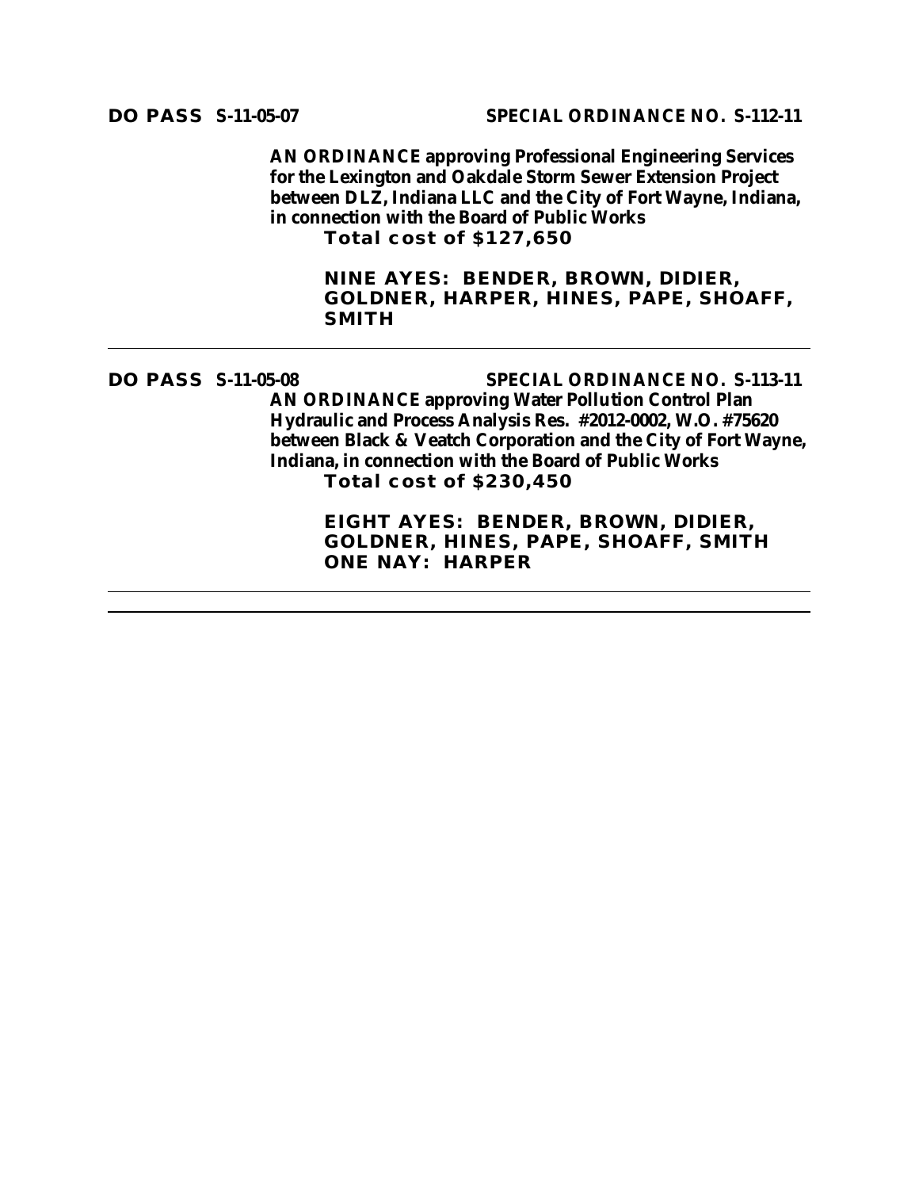**DO PASS S-11-05-07** **SPECIAL ORDINANCE NO. S-112-11**

**AN ORDINANCE approving Professional Engineering Services for the Lexington and Oakdale Storm Sewer Extension Project between DLZ, Indiana LLC and the City of Fort Wayne, Indiana, in connection with the Board of Public Works**
**Total cost of $127,650**

**NINE AYES: BENDER, BROWN, DIDIER, GOLDNER, HARPER, HINES, PAPE, SHOAFF, SMITH**

---

**DO PASS S-11-05-08** **SPECIAL ORDINANCE NO. S-113-11**

**AN ORDINANCE approving Water Pollution Control Plan Hydraulic and Process Analysis Res. #2012-0002, W.O. #75620 between Black & Veatch Corporation and the City of Fort Wayne, Indiana, in connection with the Board of Public Works**
**Total cost of $230,450**

**EIGHT AYES: BENDER, BROWN, DIDIER, GOLDNER, HINES, PAPE, SHOAFF, SMITH**
**ONE NAY: HARPER**

---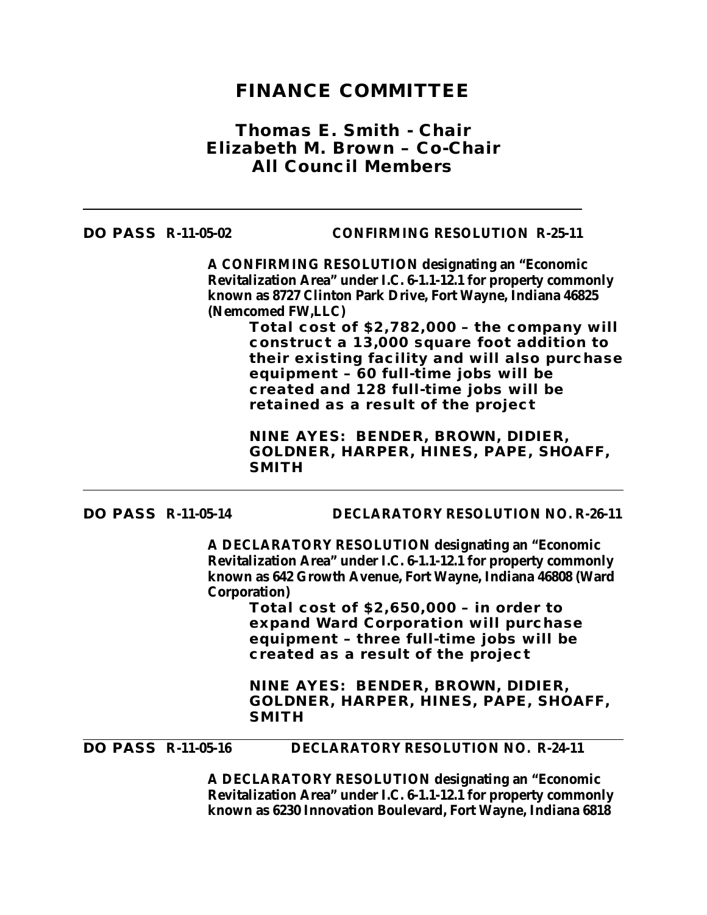# FINANCE COMMITTEE

## Thomas E. Smith - Chair
## Elizabeth M. Brown – Co-Chair
## All Council Members

---

**DO PASS R-11-05-02 CONFIRMING RESOLUTION R-25-11**

**A CONFIRMING RESOLUTION designating an "Economic Revitalization Area" under I.C. 6-1.1-12.1 for property commonly known as 8727 Clinton Park Drive, Fort Wayne, Indiana 46825 (Nemcomed FW,LLC)**

**Total cost of $2,782,000 – the company will construct a 13,000 square foot addition to their existing facility and will also purchase equipment – 60 full-time jobs will be created and 128 full-time jobs will be retained as a result of the project**

**NINE AYES: BENDER, BROWN, DIDIER, GOLDNER, HARPER, HINES, PAPE, SHOAFF, SMITH**

---

**DO PASS R-11-05-14 DECLARATORY RESOLUTION NO. R-26-11**

**A DECLARATORY RESOLUTION designating an "Economic Revitalization Area" under I.C. 6-1.1-12.1 for property commonly known as 642 Growth Avenue, Fort Wayne, Indiana 46808 (Ward Corporation)**

**Total cost of $2,650,000 – in order to expand Ward Corporation will purchase equipment – three full-time jobs will be created as a result of the project**

**NINE AYES: BENDER, BROWN, DIDIER, GOLDNER, HARPER, HINES, PAPE, SHOAFF, SMITH**

---

**DO PASS R-11-05-16 DECLARATORY RESOLUTION NO. R-24-11**

**A DECLARATORY RESOLUTION designating an "Economic Revitalization Area" under I.C. 6-1.1-12.1 for property commonly known as 6230 Innovation Boulevard, Fort Wayne, Indiana 6818**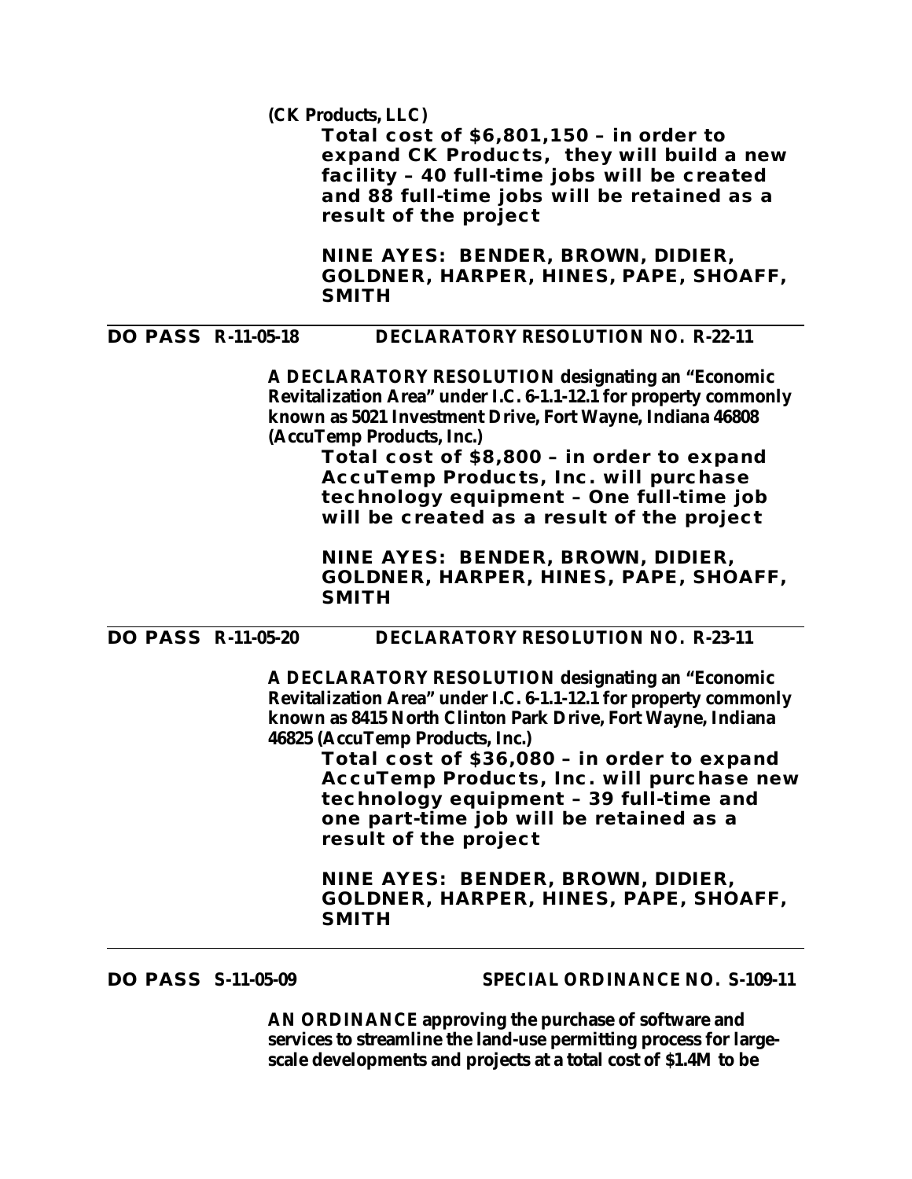**(CK Products, LLC)**

**Total cost of $6,801,150 – in order to expand CK Products, they will build a new facility – 40 full-time jobs will be created and 88 full-time jobs will be retained as a result of the project**

**NINE AYES: BENDER, BROWN, DIDIER, GOLDNER, HARPER, HINES, PAPE, SHOAFF, SMITH**

---

**DO PASS R-11-05-18 DECLARATORY RESOLUTION NO. R-22-11**

**A DECLARATORY RESOLUTION designating an "Economic Revitalization Area" under I.C. 6-1.1-12.1 for property commonly known as 5021 Investment Drive, Fort Wayne, Indiana 46808 (AccuTemp Products, Inc.)**

**Total cost of $8,800 – in order to expand AccuTemp Products, Inc. will purchase technology equipment – One full-time job will be created as a result of the project**

**NINE AYES: BENDER, BROWN, DIDIER, GOLDNER, HARPER, HINES, PAPE, SHOAFF, SMITH**

---

**DO PASS R-11-05-20 DECLARATORY RESOLUTION NO. R-23-11**

**A DECLARATORY RESOLUTION designating an "Economic Revitalization Area" under I.C. 6-1.1-12.1 for property commonly known as 8415 North Clinton Park Drive, Fort Wayne, Indiana 46825 (AccuTemp Products, Inc.)**

**Total cost of $36,080 – in order to expand AccuTemp Products, Inc. will purchase new technology equipment – 39 full-time and one part-time job will be retained as a result of the project**

**NINE AYES: BENDER, BROWN, DIDIER, GOLDNER, HARPER, HINES, PAPE, SHOAFF, SMITH**

---

**DO PASS S-11-05-09 SPECIAL ORDINANCE NO. S-109-11**

**AN ORDINANCE approving the purchase of software and services to streamline the land-use permitting process for large-scale developments and projects at a total cost of $1.4M to be**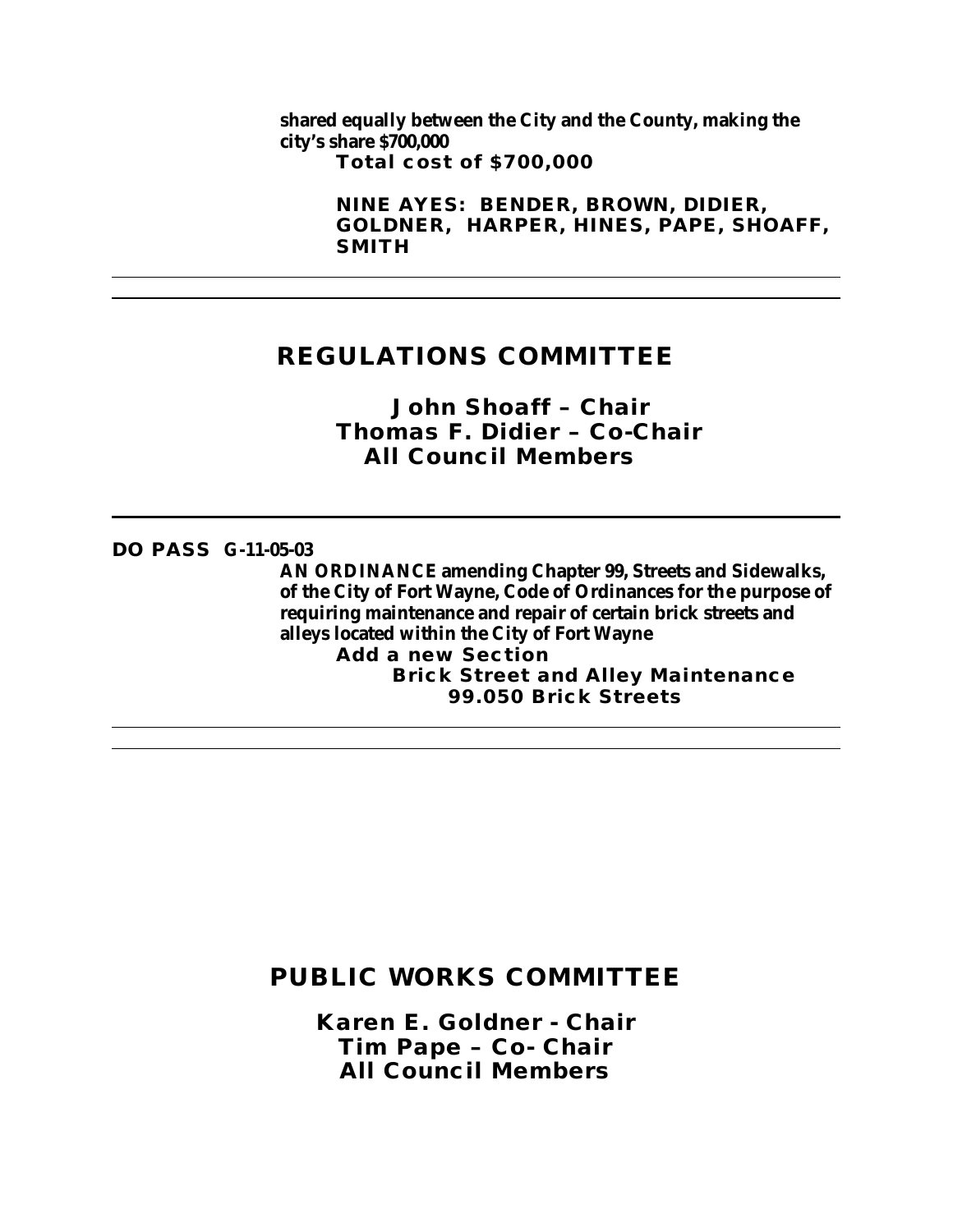shared equally between the City and the County, making the city's share $700,000

**Total cost of $700,000**

**NINE AYES: BENDER, BROWN, DIDIER, GOLDNER, HARPER, HINES, PAPE, SHOAFF, SMITH**

---

## REGULATIONS COMMITTEE

**John Shoaff – Chair**
**Thomas F. Didier – Co-Chair**
**All Council Members**

---

**DO PASS G-11-05-03**

**AN ORDINANCE** amending Chapter 99, Streets and Sidewalks, of the City of Fort Wayne, Code of Ordinances for the purpose of requiring maintenance and repair of certain brick streets and alleys located within the City of Fort Wayne

**Add a new Section**

**Brick Street and Alley Maintenance**

**99.050 Brick Streets**

---

## PUBLIC WORKS COMMITTEE

**Karen E. Goldner - Chair**
**Tim Pape – Co- Chair**
**All Council Members**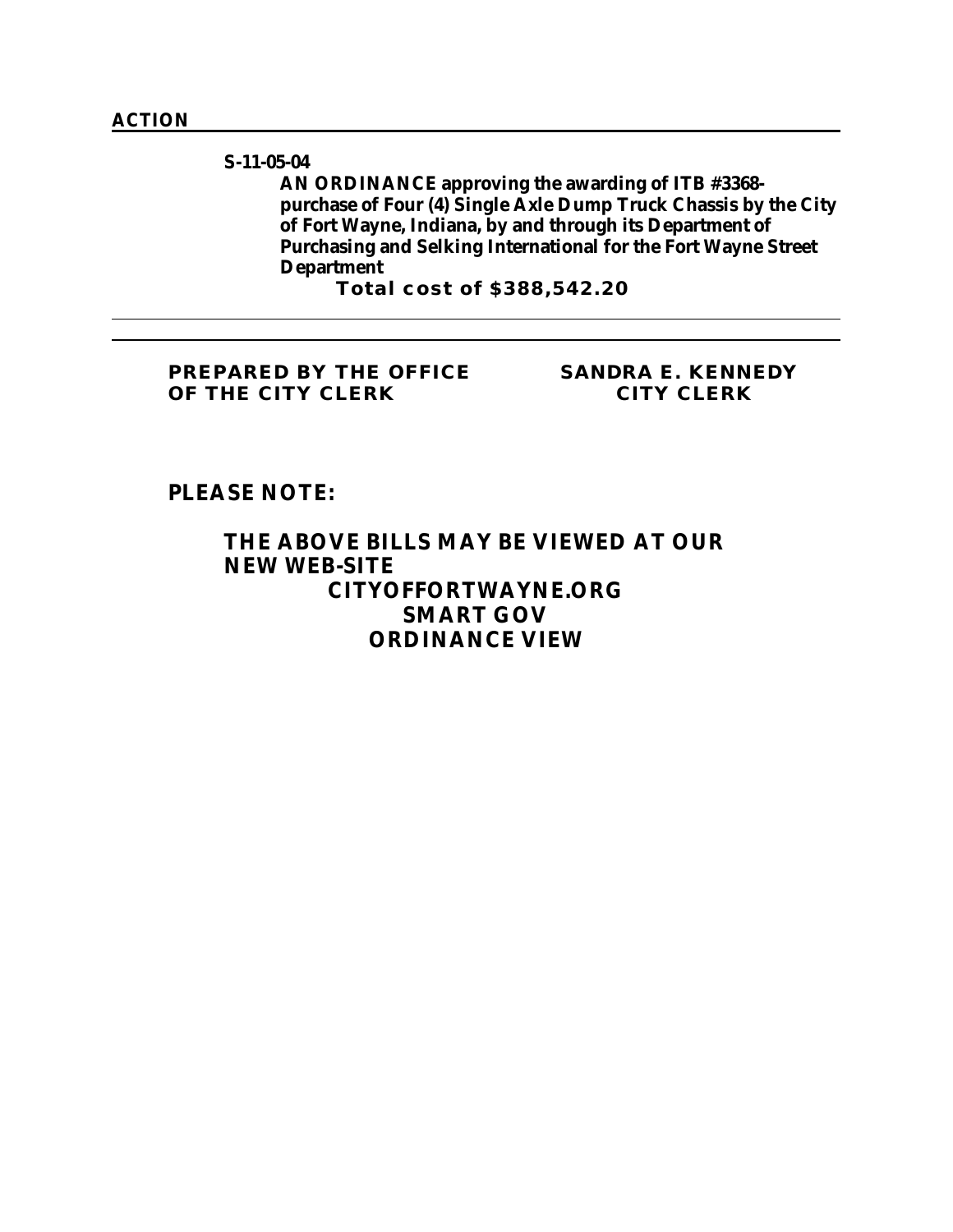**ACTION**

---

**S-11-05-04**

**AN ORDINANCE approving the awarding of ITB #3368-purchase of Four (4) Single Axle Dump Truck Chassis by the City of Fort Wayne, Indiana, by and through its Department of Purchasing and Selking International for the Fort Wayne Street Department**

**Total cost of $388,542.20**

---

---

**PREPARED BY THE OFFICE OF THE CITY CLERK**

**SANDRA E. KENNEDY CITY CLERK**

**PLEASE NOTE:**

**THE ABOVE BILLS MAY BE VIEWED AT OUR NEW WEB-SITE**

**CITYOFFORTWAYNE.ORG**

**SMART GOV**

**ORDINANCE VIEW**